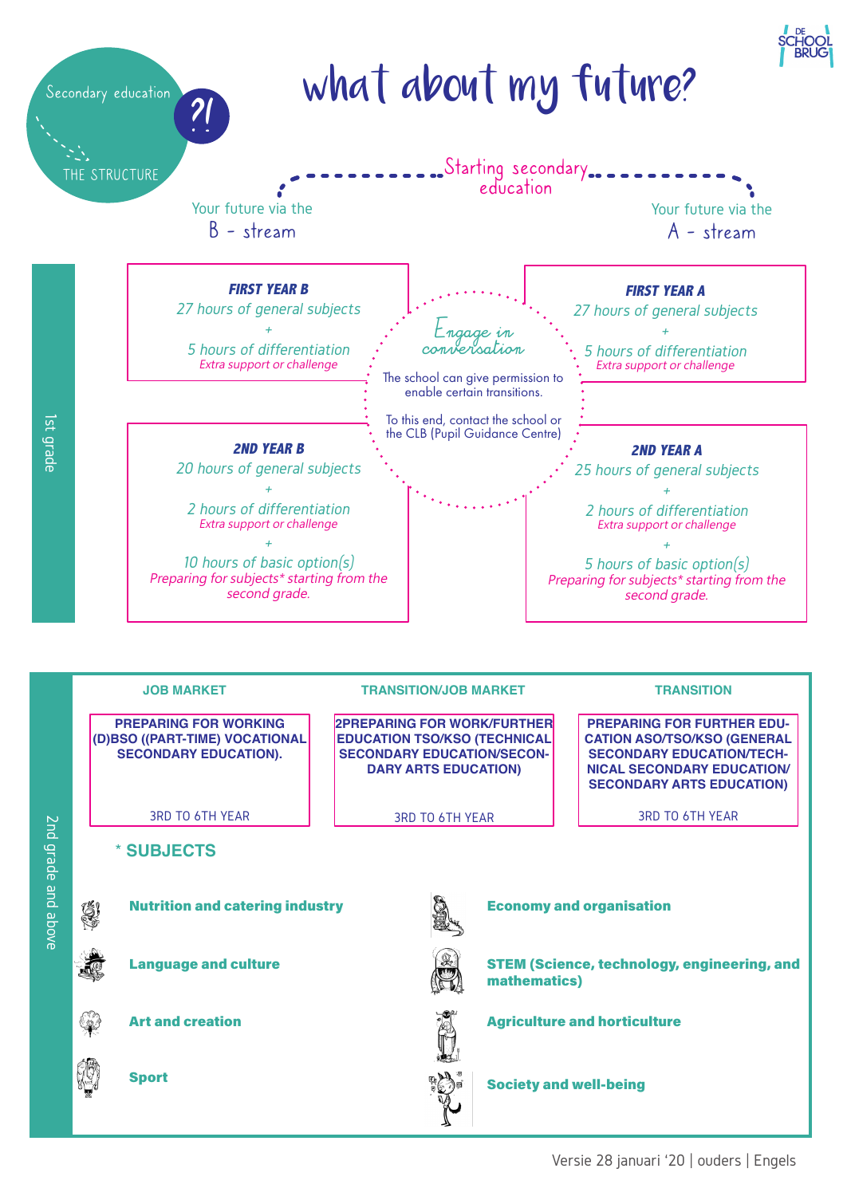# what about my future?

Secondary education ?!

THE STRUCTURE

## Starting secondary education

### 1st grade

Your future via the **B - stream**

**FIRST YEAR B**
27 hours of general subjects
+
5 hours of differentiation
*Extra support or challenge*

**2ND YEAR B**
20 hours of general subjects
+
2 hours of differentiation
*Extra support or challenge*
+
10 hours of basic option(s)
*Preparing for subjects* starting from the second grade.*

Your future via the **A - stream**

**FIRST YEAR A**
27 hours of general subjects
+
5 hours of differentiation
*Extra support or challenge*

**2ND YEAR A**
25 hours of general subjects
+
2 hours of differentiation
*Extra support or challenge*
+
5 hours of basic option(s)
*Preparing for subjects* starting from the second grade.*

**Engage in conversation**

The school can give permission to enable certain transitions.

To this end, contact the school or the CLB (Pupil Guidance Centre)

### 2nd grade and above

| JOB MARKET | TRANSITION/JOB MARKET | TRANSITION |
|---|---|---|
| PREPARING FOR WORKING (D)BSO ((PART-TIME) VOCATIONAL SECONDARY EDUCATION). | 2PREPARING FOR WORK/FURTHER EDUCATION TSO/KSO (TECHNICAL SECONDARY EDUCATION/SECONDARY ARTS EDUCATION) | PREPARING FOR FURTHER EDUCATION ASO/TSO/KSO (GENERAL SECONDARY EDUCATION/TECHNICAL SECONDARY EDUCATION/ SECONDARY ARTS EDUCATION) |
| 3RD TO 6TH YEAR | 3RD TO 6TH YEAR | 3RD TO 6TH YEAR |

**\* SUBJECTS**

- **Nutrition and catering industry**
- **Language and culture**
- **Art and creation**
- **Sport**
- **Economy and organisation**
- **STEM (Science, technology, engineering, and mathematics)**
- **Agriculture and horticulture**
- **Society and well-being**

Versie 28 januari '20 | ouders | Engels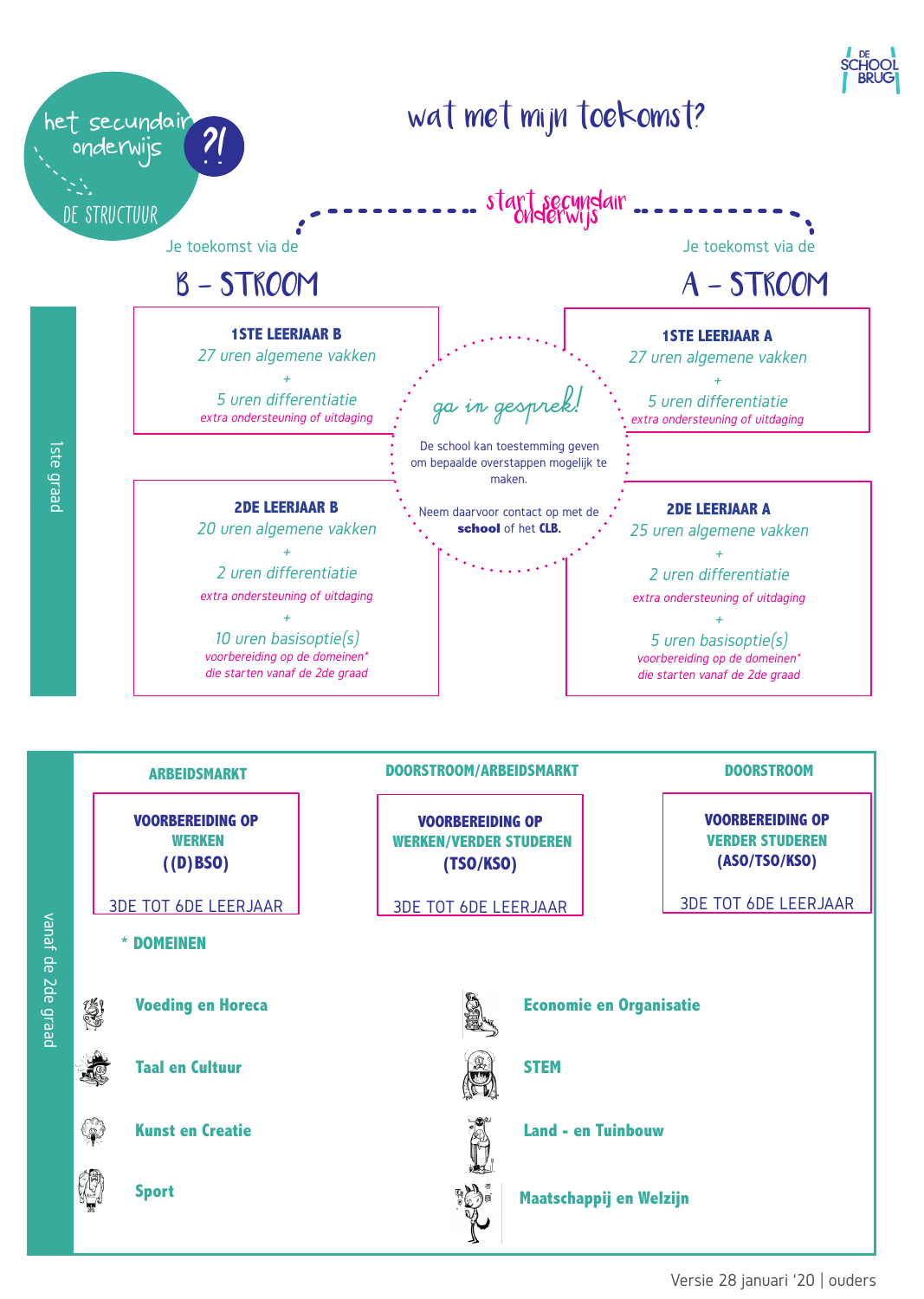# het secundair onderwijs ?!

DE STRUCTUUR

## wat met mijn toekomst?

start secundair onderwijs

### 1ste graad

Je toekomst via de

**B – STROOM**

**1STE LEERJAAR B**
*27 uren algemene vakken*
+
*5 uren differentiatie*
*extra ondersteuning of uitdaging*

**2DE LEERJAAR B**
*20 uren algemene vakken*
+
*2 uren differentiatie*
*extra ondersteuning of uitdaging*
+
*10 uren basisoptie(s)*
*voorbereiding op de domeinen\**
*die starten vanaf de 2de graad*

Je toekomst via de

**A – STROOM**

**1STE LEERJAAR A**
*27 uren algemene vakken*
+
*5 uren differentiatie*
*extra ondersteuning of uitdaging*

**2DE LEERJAAR A**
*25 uren algemene vakken*
+
*2 uren differentiatie*
*extra ondersteuning of uitdaging*
+
*5 uren basisoptie(s)*
*voorbereiding op de domeinen\**
*die starten vanaf de 2de graad*

*ga in gesprek!*

De school kan toestemming geven om bepaalde overstappen mogelijk te maken.

Neem daarvoor contact op met de **school** of het **CLB.**

### vanaf de 2de graad

| ARBEIDSMARKT | DOORSTROOM/ARBEIDSMARKT | DOORSTROOM |
|---|---|---|
| **VOORBEREIDING OP WERKEN ((D)BSO)** | **VOORBEREIDING OP WERKEN/VERDER STUDEREN (TSO/KSO)** | **VOORBEREIDING OP VERDER STUDEREN (ASO/TSO/KSO)** |
| 3DE TOT 6DE LEERJAAR | 3DE TOT 6DE LEERJAAR | 3DE TOT 6DE LEERJAAR |

**\* DOMEINEN**

- **Voeding en Horeca**
- **Taal en Cultuur**
- **Kunst en Creatie**
- **Sport**
- **Economie en Organisatie**
- **STEM**
- **Land - en Tuinbouw**
- **Maatschappij en Welzijn**

Versie 28 januari '20 | ouders